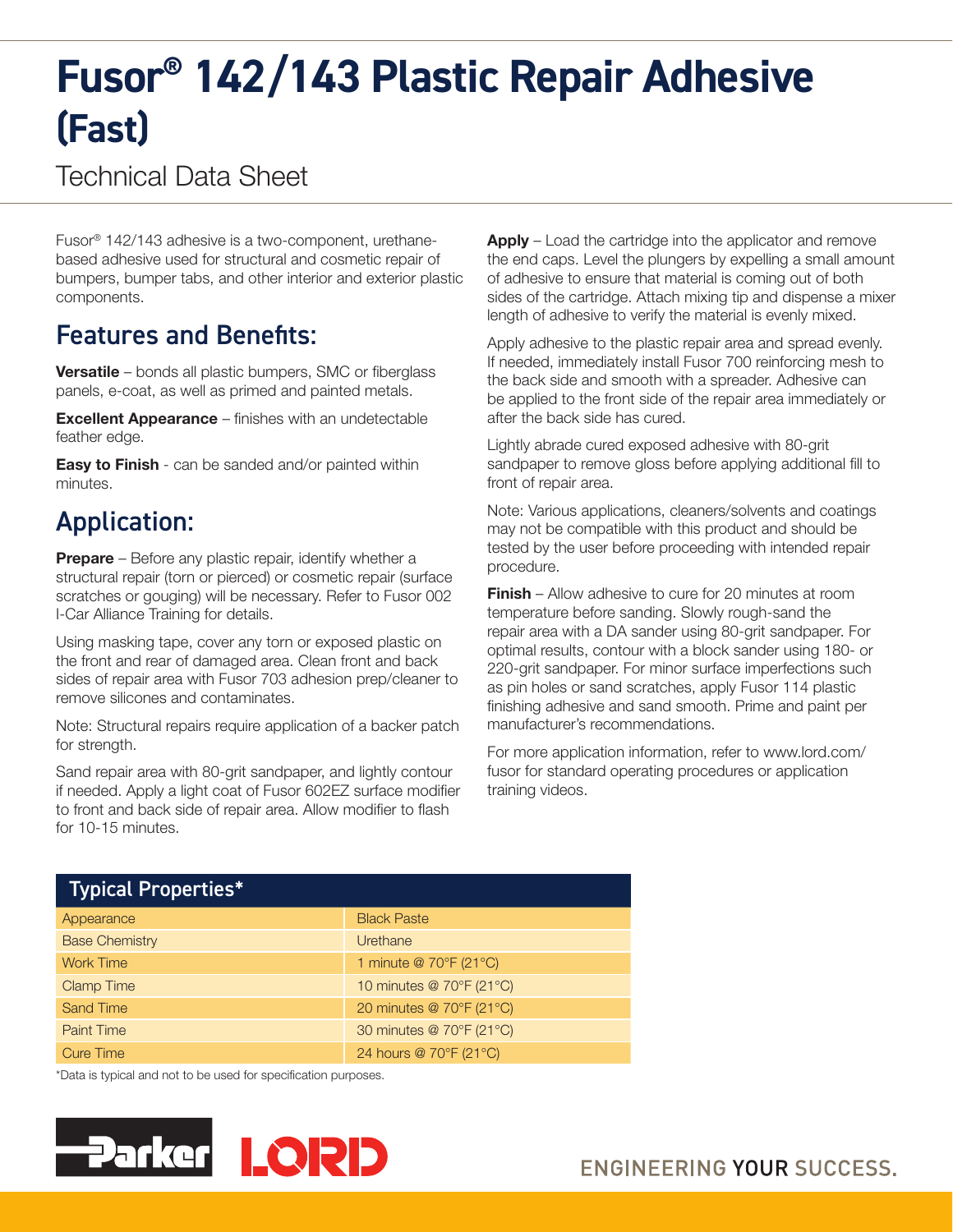# Fusor® 142/143 Plastic Repair Adhesive (Fast)

Technical Data Sheet

Fusor® 142/143 adhesive is a two-component, urethane-based adhesive used for structural and cosmetic repair of bumpers, bumper tabs, and other interior and exterior plastic components.

## Features and Benefits:

**Versatile** – bonds all plastic bumpers, SMC or fiberglass panels, e-coat, as well as primed and painted metals.

**Excellent Appearance** – finishes with an undetectable feather edge.

**Easy to Finish** - can be sanded and/or painted within minutes.

## Application:

**Prepare** – Before any plastic repair, identify whether a structural repair (torn or pierced) or cosmetic repair (surface scratches or gouging) will be necessary. Refer to Fusor 002 I-Car Alliance Training for details.

Using masking tape, cover any torn or exposed plastic on the front and rear of damaged area. Clean front and back sides of repair area with Fusor 703 adhesion prep/cleaner to remove silicones and contaminates.

Note: Structural repairs require application of a backer patch for strength.

Sand repair area with 80-grit sandpaper, and lightly contour if needed. Apply a light coat of Fusor 602EZ surface modifier to front and back side of repair area. Allow modifier to flash for 10-15 minutes.

**Apply** – Load the cartridge into the applicator and remove the end caps. Level the plungers by expelling a small amount of adhesive to ensure that material is coming out of both sides of the cartridge. Attach mixing tip and dispense a mixer length of adhesive to verify the material is evenly mixed.

Apply adhesive to the plastic repair area and spread evenly. If needed, immediately install Fusor 700 reinforcing mesh to the back side and smooth with a spreader. Adhesive can be applied to the front side of the repair area immediately or after the back side has cured.

Lightly abrade cured exposed adhesive with 80-grit sandpaper to remove gloss before applying additional fill to front of repair area.

Note: Various applications, cleaners/solvents and coatings may not be compatible with this product and should be tested by the user before proceeding with intended repair procedure.

**Finish** – Allow adhesive to cure for 20 minutes at room temperature before sanding. Slowly rough-sand the repair area with a DA sander using 80-grit sandpaper. For optimal results, contour with a block sander using 180- or 220-grit sandpaper. For minor surface imperfections such as pin holes or sand scratches, apply Fusor 114 plastic finishing adhesive and sand smooth. Prime and paint per manufacturer's recommendations.

For more application information, refer to www.lord.com/fusor for standard operating procedures or application training videos.

| Typical Properties* | |
|---|---|
| Appearance | Black Paste |
| Base Chemistry | Urethane |
| Work Time | 1 minute @ 70°F (21°C) |
| Clamp Time | 10 minutes @ 70°F (21°C) |
| Sand Time | 20 minutes @ 70°F (21°C) |
| Paint Time | 30 minutes @ 70°F (21°C) |
| Cure Time | 24 hours @ 70°F (21°C) |

*Data is typical and not to be used for specification purposes.

Parker LORD

ENGINEERING YOUR SUCCESS.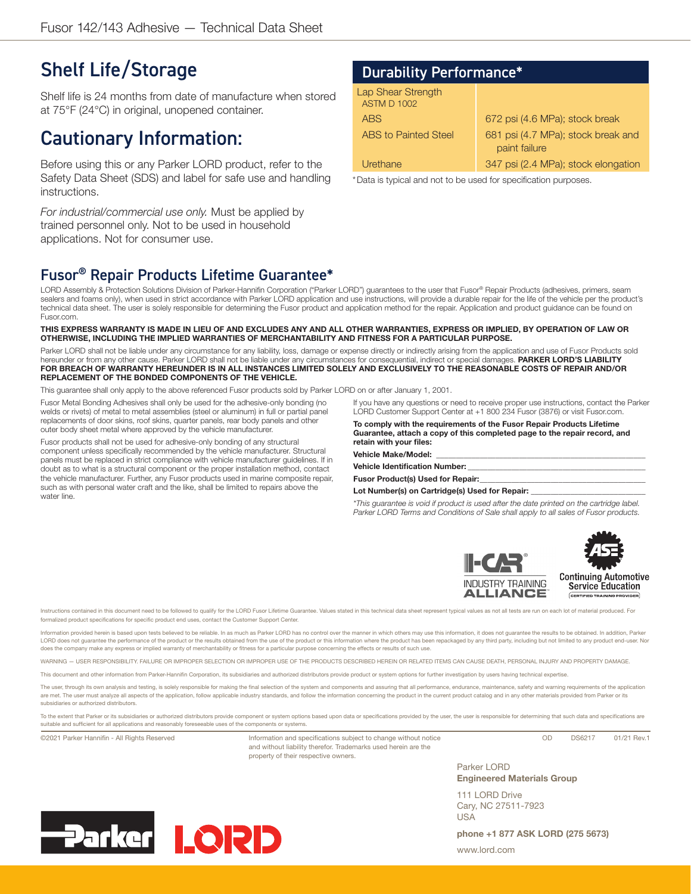## Shelf Life/Storage

Shelf life is 24 months from date of manufacture when stored at 75°F (24°C) in original, unopened container.

## Cautionary Information:

Before using this or any Parker LORD product, refer to the Safety Data Sheet (SDS) and label for safe use and handling instructions.

*For industrial/commercial use only.* Must be applied by trained personnel only. Not to be used in household applications. Not for consumer use.

## Durability Performance*

| | |
|---|---|
| Lap Shear Strength ASTM D 1002 | |
| ABS | 672 psi (4.6 MPa); stock break |
| ABS to Painted Steel | 681 psi (4.7 MPa); stock break and paint failure |
| Urethane | 347 psi (2.4 MPa); stock elongation |

*Data is typical and not to be used for specification purposes.

## Fusor® Repair Products Lifetime Guarantee*

LORD Assembly & Protection Solutions Division of Parker-Hannifin Corporation ("Parker LORD") guarantees to the user that Fusor® Repair Products (adhesives, primers, seam sealers and foams only), when used in strict accordance with Parker LORD application and use instructions, will provide a durable repair for the life of the vehicle per the product's technical data sheet. The user is solely responsible for determining the Fusor product and application method for the repair. Application and product guidance can be found on Fusor.com.

**THIS EXPRESS WARRANTY IS MADE IN LIEU OF AND EXCLUDES ANY AND ALL OTHER WARRANTIES, EXPRESS OR IMPLIED, BY OPERATION OF LAW OR OTHERWISE, INCLUDING THE IMPLIED WARRANTIES OF MERCHANTABILITY AND FITNESS FOR A PARTICULAR PURPOSE.**

Parker LORD shall not be liable under any circumstance for any liability, loss, damage or expense directly or indirectly arising from the application and use of Fusor Products sold hereunder or from any other cause. Parker LORD shall not be liable under any circumstances for consequential, indirect or special damages. **PARKER LORD'S LIABILITY FOR BREACH OF WARRANTY HEREUNDER IS IN ALL INSTANCES LIMITED SOLELY AND EXCLUSIVELY TO THE REASONABLE COSTS OF REPAIR AND/OR REPLACEMENT OF THE BONDED COMPONENTS OF THE VEHICLE.**

This guarantee shall only apply to the above referenced Fusor products sold by Parker LORD on or after January 1, 2001.

Fusor Metal Bonding Adhesives shall only be used for the adhesive-only bonding (no welds or rivets) of metal to metal assemblies (steel or aluminum) in full or partial panel replacements of door skins, roof skins, quarter panels, rear body panels and other outer body sheet metal where approved by the vehicle manufacturer.

Fusor products shall not be used for adhesive-only bonding of any structural component unless specifically recommended by the vehicle manufacturer. Structural panels must be replaced in strict compliance with vehicle manufacturer guidelines. If in doubt as to what is a structural component or the proper installation method, contact the vehicle manufacturer. Further, any Fusor products used in marine composite repair, such as with personal water craft and the like, shall be limited to repairs above the water line.

If you have any questions or need to receive proper use instructions, contact the Parker LORD Customer Support Center at +1 800 234 Fusor (3876) or visit Fusor.com.

**To comply with the requirements of the Fusor Repair Products Lifetime Guarantee, attach a copy of this completed page to the repair record, and retain with your files:**

**Vehicle Make/Model:** ____________________

**Vehicle Identification Number:** ____________________

**Fusor Product(s) Used for Repair:** ____________________

**Lot Number(s) on Cartridge(s) Used for Repair:** ____________________

*\*This guarantee is void if product is used after the date printed on the cartridge label. Parker LORD Terms and Conditions of Sale shall apply to all sales of Fusor products.*

I-CAR® INDUSTRY TRAINING ALLIANCE

ASE Continuing Automotive Service Education CERTIFIED TRAINING PROVIDER

Instructions contained in this document need to be followed to qualify for the LORD Fusor Lifetime Guarantee. Values stated in this technical data sheet represent typical values as not all tests are run on each lot of material produced. For formalized product specifications for specific product end uses, contact the Customer Support Center.

Information provided herein is based upon tests believed to be reliable. In as much as Parker LORD has no control over the manner in which others may use this information, it does not guarantee the results to be obtained. In addition, Parker LORD does not guarantee the performance of the product or the results obtained from the use of the product or this information where the product has been repackaged by any third party, including but not limited to any product end-user. Nor does the company make any express or implied warranty of merchantability or fitness for a particular purpose concerning the effects or results of such use.

WARNING — USER RESPONSIBILITY. FAILURE OR IMPROPER SELECTION OR IMPROPER USE OF THE PRODUCTS DESCRIBED HEREIN OR RELATED ITEMS CAN CAUSE DEATH, PERSONAL INJURY AND PROPERTY DAMAGE.

This document and other information from Parker-Hannifin Corporation, its subsidiaries and authorized distributors provide product or system options for further investigation by users having technical expertise.

The user, through its own analysis and testing, is solely responsible for making the final selection of the system and components and assuring that all performance, endurance, maintenance, safety and warning requirements of the application are met. The user must analyze all aspects of the application, follow applicable industry standards, and follow the information concerning the product in the current product catalog and in any other materials provided from Parker or its subsidiaries or authorized distributors.

To the extent that Parker or its subsidiaries or authorized distributors provide component or system options based upon data or specifications provided by the user, the user is responsible for determining that such data and specifications are suitable and sufficient for all applications and reasonably foreseeable uses of the components or systems.

©2021 Parker Hannifin - All Rights Reserved

Information and specifications subject to change without notice and without liability therefor. Trademarks used herein are the property of their respective owners.

OD DS6217 01/21 Rev.1

Parker LORD
**Engineered Materials Group**

111 LORD Drive
Cary, NC 27511-7923
USA

**phone +1 877 ASK LORD (275 5673)**

www.lord.com

Parker LORD